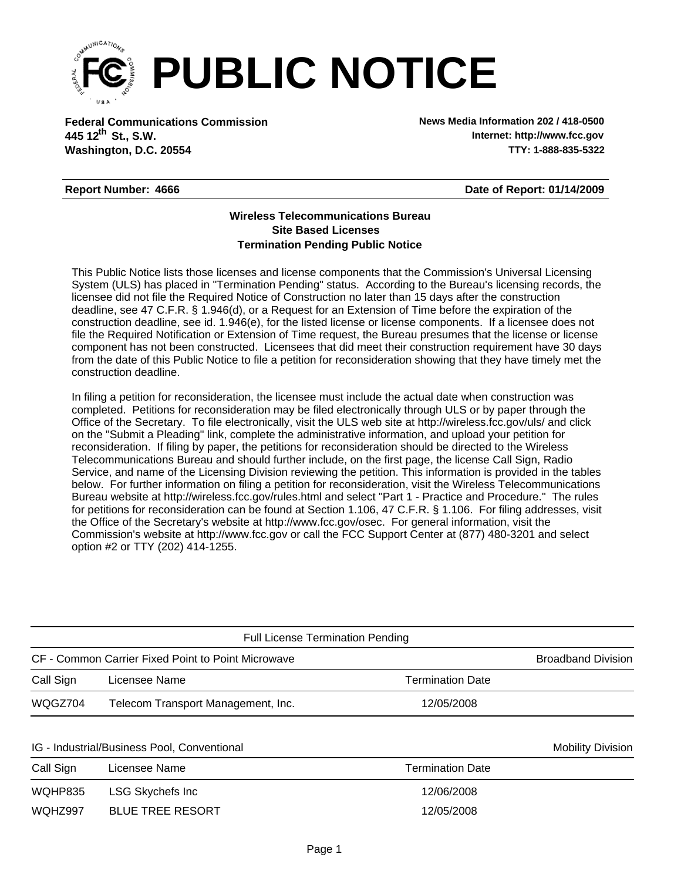# PUBLIC NOTICE

**Federal Communications Commission**
**445 12th St., S.W.**
**Washington, D.C. 20554**

**News Media Information 202 / 418-0500**
**Internet: http://www.fcc.gov**
**TTY: 1-888-835-5322**

**Report Number: 4666**

**Date of Report: 01/14/2009**

**Wireless Telecommunications Bureau**
**Site Based Licenses**
**Termination Pending Public Notice**

This Public Notice lists those licenses and license components that the Commission's Universal Licensing System (ULS) has placed in "Termination Pending" status. According to the Bureau's licensing records, the licensee did not file the Required Notice of Construction no later than 15 days after the construction deadline, see 47 C.F.R. § 1.946(d), or a Request for an Extension of Time before the expiration of the construction deadline, see id. 1.946(e), for the listed license or license components. If a licensee does not file the Required Notification or Extension of Time request, the Bureau presumes that the license or license component has not been constructed. Licensees that did meet their construction requirement have 30 days from the date of this Public Notice to file a petition for reconsideration showing that they have timely met the construction deadline.

In filing a petition for reconsideration, the licensee must include the actual date when construction was completed. Petitions for reconsideration may be filed electronically through ULS or by paper through the Office of the Secretary. To file electronically, visit the ULS web site at http://wireless.fcc.gov/uls/ and click on the "Submit a Pleading" link, complete the administrative information, and upload your petition for reconsideration. If filing by paper, the petitions for reconsideration should be directed to the Wireless Telecommunications Bureau and should further include, on the first page, the license Call Sign, Radio Service, and name of the Licensing Division reviewing the petition. This information is provided in the tables below. For further information on filing a petition for reconsideration, visit the Wireless Telecommunications Bureau website at http://wireless.fcc.gov/rules.html and select "Part 1 - Practice and Procedure." The rules for petitions for reconsideration can be found at Section 1.106, 47 C.F.R. § 1.106. For filing addresses, visit the Office of the Secretary's website at http://www.fcc.gov/osec. For general information, visit the Commission's website at http://www.fcc.gov or call the FCC Support Center at (877) 480-3201 and select option #2 or TTY (202) 414-1255.

## Full License Termination Pending

**CF - Common Carrier Fixed Point to Point Microwave** — Broadband Division

| Call Sign | Licensee Name | Termination Date |
|---|---|---|
| WQGZ704 | Telecom Transport Management, Inc. | 12/05/2008 |

**IG - Industrial/Business Pool, Conventional** — Mobility Division

| Call Sign | Licensee Name | Termination Date |
|---|---|---|
| WQHP835 | LSG Skychefs Inc | 12/06/2008 |
| WQHZ997 | BLUE TREE RESORT | 12/05/2008 |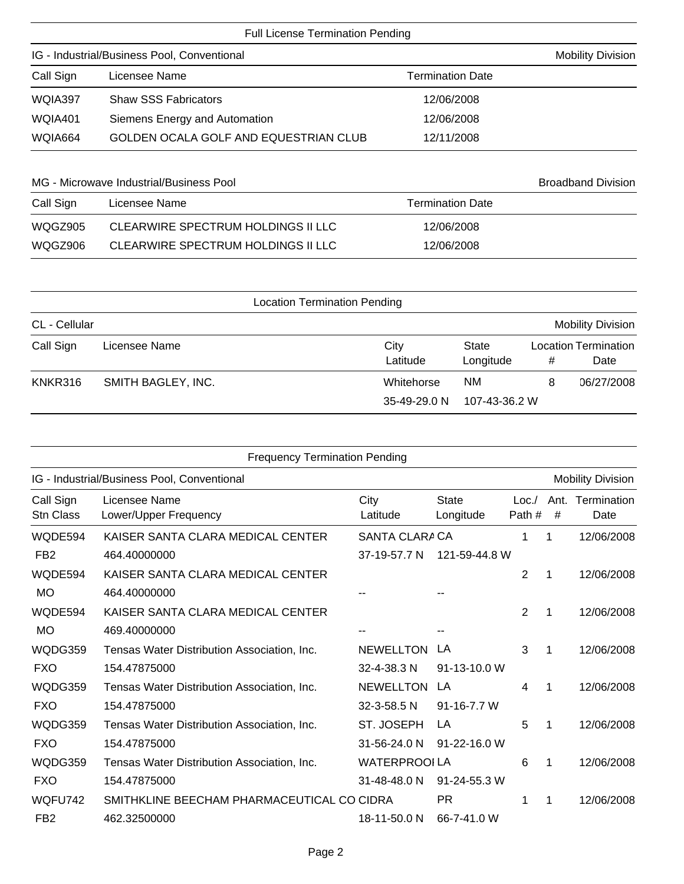## Full License Termination Pending

### IG - Industrial/Business Pool, Conventional

Mobility Division

| Call Sign | Licensee Name | Termination Date |
|---|---|---|
| WQIA397 | Shaw SSS Fabricators | 12/06/2008 |
| WQIA401 | Siemens Energy and Automation | 12/06/2008 |
| WQIA664 | GOLDEN OCALA GOLF AND EQUESTRIAN CLUB | 12/11/2008 |

### MG - Microwave Industrial/Business Pool

Broadband Division

| Call Sign | Licensee Name | Termination Date |
|---|---|---|
| WQGZ905 | CLEARWIRE SPECTRUM HOLDINGS II LLC | 12/06/2008 |
| WQGZ906 | CLEARWIRE SPECTRUM HOLDINGS II LLC | 12/06/2008 |

## Location Termination Pending

### CL - Cellular

Mobility Division

| Call Sign | Licensee Name | City<br>Latitude | State<br>Longitude | Location<br># | Termination<br>Date |
|---|---|---|---|---|---|
| KNKR316 | SMITH BAGLEY, INC. | Whitehorse<br>35-49-29.0 N | NM<br>107-43-36.2 W | 8 | 06/27/2008 |

## Frequency Termination Pending

### IG - Industrial/Business Pool, Conventional

Mobility Division

| Call Sign<br>Stn Class | Licensee Name<br>Lower/Upper Frequency | City<br>Latitude | State<br>Longitude | Loc./<br>Path # | Ant.<br># | Termination<br>Date |
|---|---|---|---|---|---|---|
| WQDE594<br>FB2 | KAISER SANTA CLARA MEDICAL CENTER<br>464.40000000 | SANTA CLARA<br>37-19-57.7 N | CA<br>121-59-44.8 W | 1 | 1 | 12/06/2008 |
| WQDE594<br>MO | KAISER SANTA CLARA MEDICAL CENTER<br>464.40000000 | <br>-- | <br>-- | 2 | 1 | 12/06/2008 |
| WQDE594<br>MO | KAISER SANTA CLARA MEDICAL CENTER<br>469.40000000 | <br>-- | <br>-- | 2 | 1 | 12/06/2008 |
| WQDG359<br>FXO | Tensas Water Distribution Association, Inc.<br>154.47875000 | NEWELLTON<br>32-4-38.3 N | LA<br>91-13-10.0 W | 3 | 1 | 12/06/2008 |
| WQDG359<br>FXO | Tensas Water Distribution Association, Inc.<br>154.47875000 | NEWELLTON<br>32-3-58.5 N | LA<br>91-16-7.7 W | 4 | 1 | 12/06/2008 |
| WQDG359<br>FXO | Tensas Water Distribution Association, Inc.<br>154.47875000 | ST. JOSEPH<br>31-56-24.0 N | LA<br>91-22-16.0 W | 5 | 1 | 12/06/2008 |
| WQDG359<br>FXO | Tensas Water Distribution Association, Inc.<br>154.47875000 | WATERPROOF<br>31-48-48.0 N | LA<br>91-24-55.3 W | 6 | 1 | 12/06/2008 |
| WQFU742<br>FB2 | SMITHKLINE BEECHAM PHARMACEUTICAL CO<br>462.32500000 | CIDRA<br>18-11-50.0 N | PR<br>66-7-41.0 W | 1 | 1 | 12/06/2008 |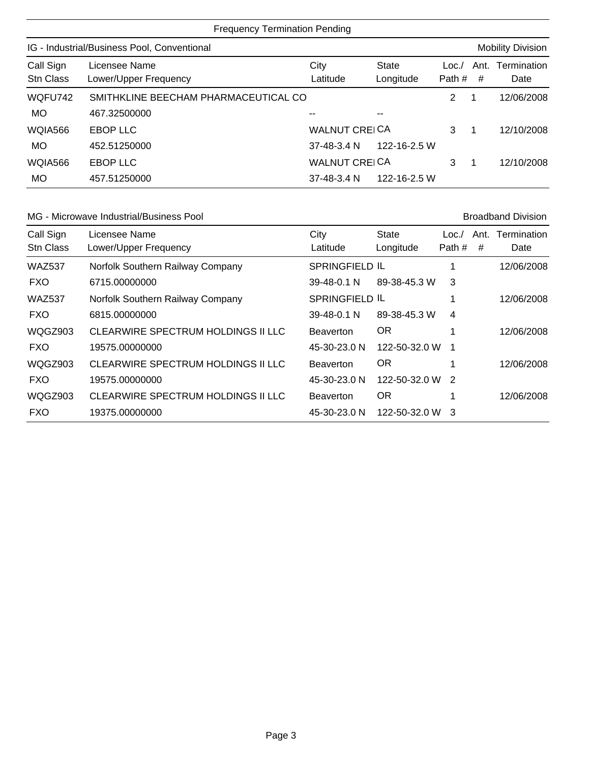## Frequency Termination Pending

### IG - Industrial/Business Pool, Conventional

Mobility Division

| Call Sign<br>Stn Class | Licensee Name<br>Lower/Upper Frequency | City<br>Latitude | State<br>Longitude | Loc./<br>Path # | Ant.<br># | Termination<br>Date |
|---|---|---|---|---|---|---|
| WQFU742 | SMITHKLINE BEECHAM PHARMACEUTICAL CO | | | 2 | 1 | 12/06/2008 |
| MO | 467.32500000 | -- | -- | | | |
| WQIA566 | EBOP LLC | WALNUT CREI | CA | 3 | 1 | 12/10/2008 |
| MO | 452.51250000 | 37-48-3.4 N | 122-16-2.5 W | | | |
| WQIA566 | EBOP LLC | WALNUT CREI | CA | 3 | 1 | 12/10/2008 |
| MO | 457.51250000 | 37-48-3.4 N | 122-16-2.5 W | | | |

### MG - Microwave Industrial/Business Pool

Broadband Division

| Call Sign<br>Stn Class | Licensee Name<br>Lower/Upper Frequency | City<br>Latitude | State<br>Longitude | Loc./<br>Path # | Ant.<br># | Termination<br>Date |
|---|---|---|---|---|---|---|
| WAZ537 | Norfolk Southern Railway Company | SPRINGFIELD | IL | 1 | | 12/06/2008 |
| FXO | 6715.00000000 | 39-48-0.1 N | 89-38-45.3 W | 3 | | |
| WAZ537 | Norfolk Southern Railway Company | SPRINGFIELD | IL | 1 | | 12/06/2008 |
| FXO | 6815.00000000 | 39-48-0.1 N | 89-38-45.3 W | 4 | | |
| WQGZ903 | CLEARWIRE SPECTRUM HOLDINGS II LLC | Beaverton | OR | 1 | | 12/06/2008 |
| FXO | 19575.00000000 | 45-30-23.0 N | 122-50-32.0 W | 1 | | |
| WQGZ903 | CLEARWIRE SPECTRUM HOLDINGS II LLC | Beaverton | OR | 1 | | 12/06/2008 |
| FXO | 19575.00000000 | 45-30-23.0 N | 122-50-32.0 W | 2 | | |
| WQGZ903 | CLEARWIRE SPECTRUM HOLDINGS II LLC | Beaverton | OR | 1 | | 12/06/2008 |
| FXO | 19375.00000000 | 45-30-23.0 N | 122-50-32.0 W | 3 | | |